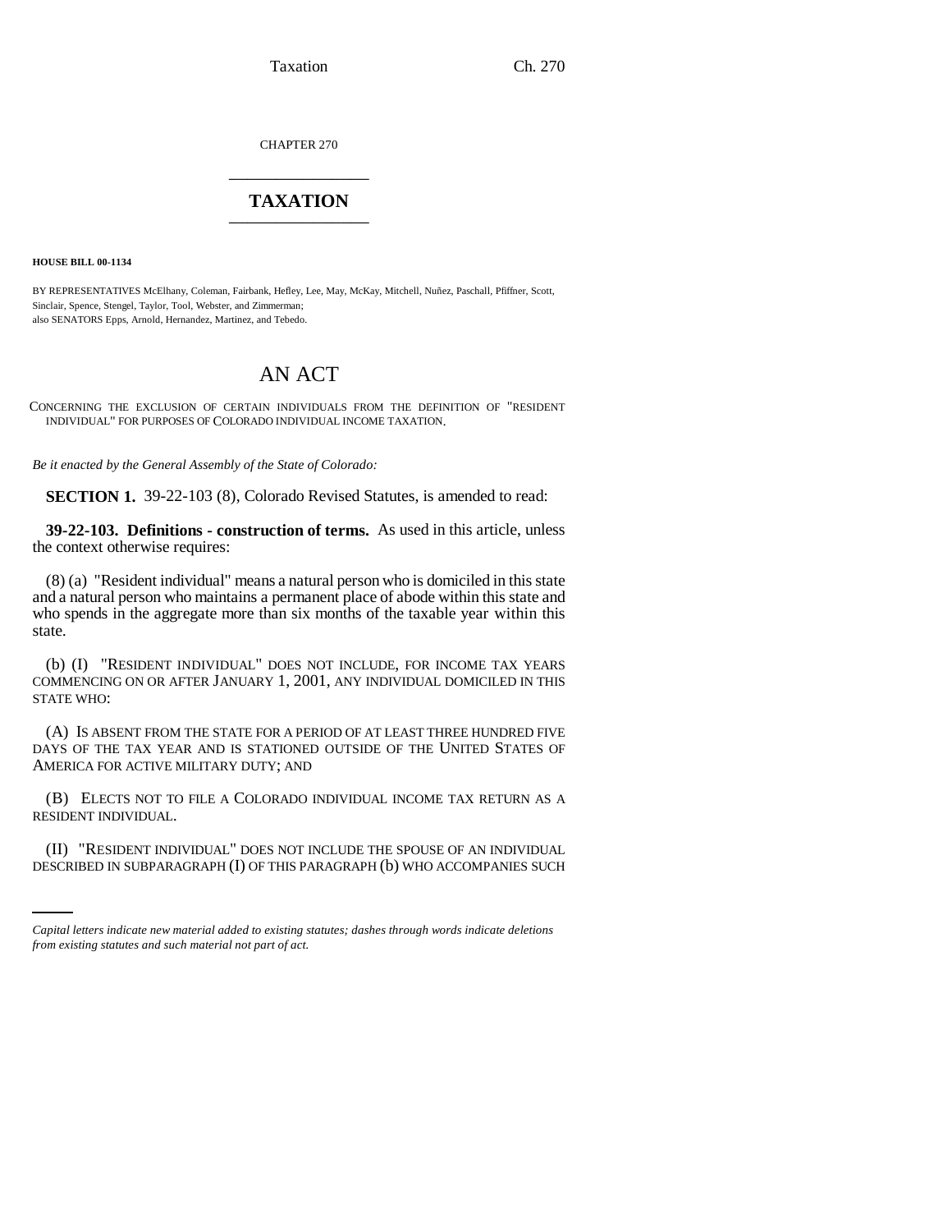CHAPTER 270

# TAXATION

**HOUSE BILL 00-1134**

BY REPRESENTATIVES McElhany, Coleman, Fairbank, Hefley, Lee, May, McKay, Mitchell, Nuñez, Paschall, Pfiffner, Scott, Sinclair, Spence, Stengel, Taylor, Tool, Webster, and Zimmerman;
also SENATORS Epps, Arnold, Hernandez, Martinez, and Tebedo.

# AN ACT

CONCERNING THE EXCLUSION OF CERTAIN INDIVIDUALS FROM THE DEFINITION OF "RESIDENT INDIVIDUAL" FOR PURPOSES OF COLORADO INDIVIDUAL INCOME TAXATION.

*Be it enacted by the General Assembly of the State of Colorado:*

**SECTION 1.** 39-22-103 (8), Colorado Revised Statutes, is amended to read:

**39-22-103. Definitions - construction of terms.** As used in this article, unless the context otherwise requires:

(8) (a) "Resident individual" means a natural person who is domiciled in this state and a natural person who maintains a permanent place of abode within this state and who spends in the aggregate more than six months of the taxable year within this state.

(b) (I) "RESIDENT INDIVIDUAL" DOES NOT INCLUDE, FOR INCOME TAX YEARS COMMENCING ON OR AFTER JANUARY 1, 2001, ANY INDIVIDUAL DOMICILED IN THIS STATE WHO:

(A) IS ABSENT FROM THE STATE FOR A PERIOD OF AT LEAST THREE HUNDRED FIVE DAYS OF THE TAX YEAR AND IS STATIONED OUTSIDE OF THE UNITED STATES OF AMERICA FOR ACTIVE MILITARY DUTY; AND

(B) ELECTS NOT TO FILE A COLORADO INDIVIDUAL INCOME TAX RETURN AS A RESIDENT INDIVIDUAL.

(II) "RESIDENT INDIVIDUAL" DOES NOT INCLUDE THE SPOUSE OF AN INDIVIDUAL DESCRIBED IN SUBPARAGRAPH (I) OF THIS PARAGRAPH (b) WHO ACCOMPANIES SUCH

*Capital letters indicate new material added to existing statutes; dashes through words indicate deletions from existing statutes and such material not part of act.*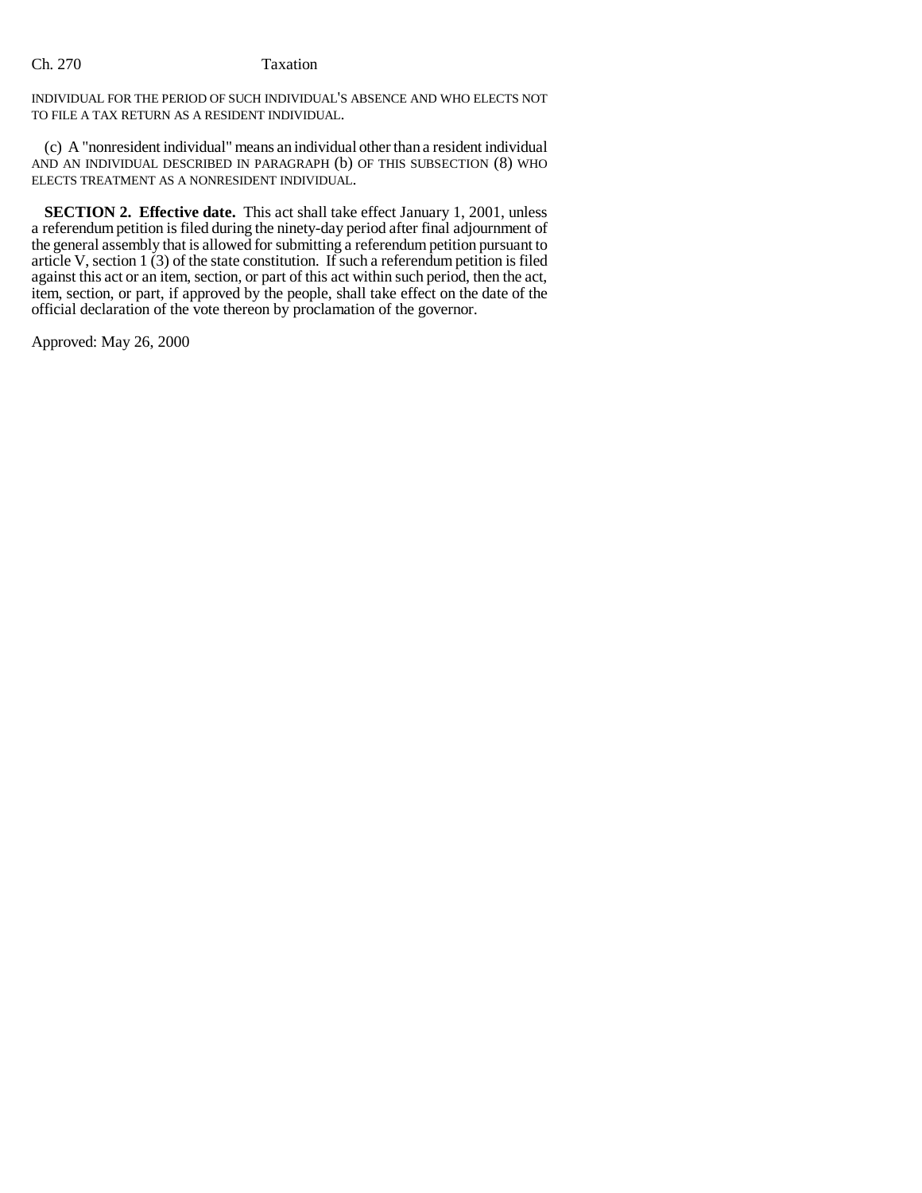INDIVIDUAL FOR THE PERIOD OF SUCH INDIVIDUAL'S ABSENCE AND WHO ELECTS NOT TO FILE A TAX RETURN AS A RESIDENT INDIVIDUAL.

(c) A "nonresident individual" means an individual other than a resident individual AND AN INDIVIDUAL DESCRIBED IN PARAGRAPH (b) OF THIS SUBSECTION (8) WHO ELECTS TREATMENT AS A NONRESIDENT INDIVIDUAL.

**SECTION 2. Effective date.** This act shall take effect January 1, 2001, unless a referendum petition is filed during the ninety-day period after final adjournment of the general assembly that is allowed for submitting a referendum petition pursuant to article V, section 1 (3) of the state constitution. If such a referendum petition is filed against this act or an item, section, or part of this act within such period, then the act, item, section, or part, if approved by the people, shall take effect on the date of the official declaration of the vote thereon by proclamation of the governor.

Approved: May 26, 2000